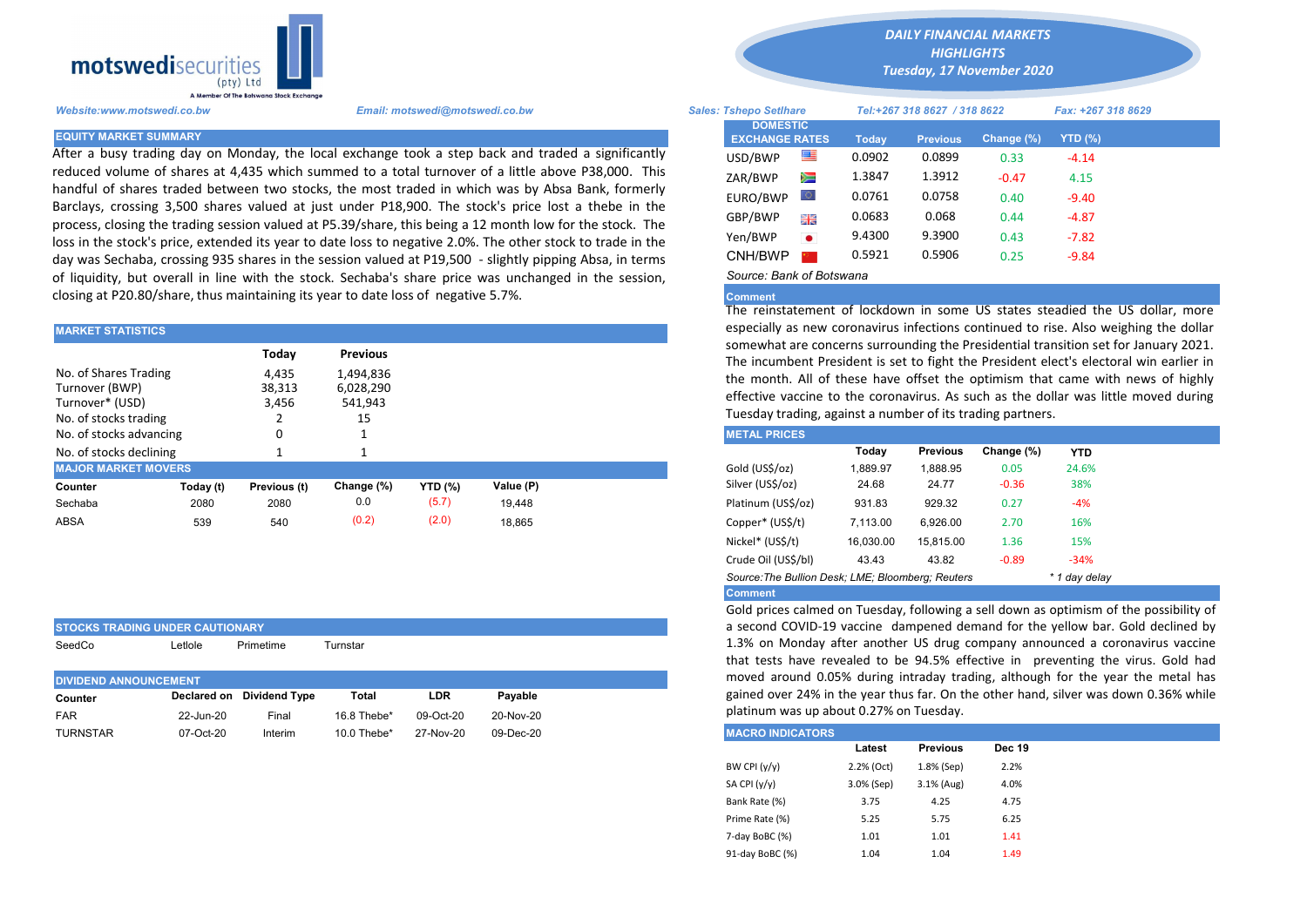motswedisecurities (pty) Ltd
A Member Of The Botswana Stock Exchange

***DAILY FINANCIAL MARKETS HIGHLIGHTS***
***Tuesday, 17 November 2020***

*Website:www.motswedi.co.bw* *Email: motswedi@motswedi.co.bw* *Sales: Tshepo Setlhare* *Tel:+267 318 8627 / 318 8622* *Fax: +267 318 8629*

## EQUITY MARKET SUMMARY

After a busy trading day on Monday, the local exchange took a step back and traded a significantly reduced volume of shares at 4,435 which summed to a total turnover of a little above P38,000. This handful of shares traded between two stocks, the most traded in which was by Absa Bank, formerly Barclays, crossing 3,500 shares valued at just under P18,900. The stock's price lost a thebe in the process, closing the trading session valued at P5.39/share, this being a 12 month low for the stock. The loss in the stock's price, extended its year to date loss to negative 2.0%. The other stock to trade in the day was Sechaba, crossing 935 shares in the session valued at P19,500 - slightly pipping Absa, in terms of liquidity, but overall in line with the stock. Sechaba's share price was unchanged in the session, closing at P20.80/share, thus maintaining its year to date loss of negative 5.7%.

## MARKET STATISTICS

| | Today | Previous |
|---|---|---|
| No. of Shares Trading | 4,435 | 1,494,836 |
| Turnover (BWP) | 38,313 | 6,028,290 |
| Turnover* (USD) | 3,456 | 541,943 |
| No. of stocks trading | 2 | 15 |
| No. of stocks advancing | 0 | 1 |
| No. of stocks declining | 1 | 1 |

## MAJOR MARKET MOVERS

| Counter | Today (t) | Previous (t) | Change (%) | YTD (%) | Value (P) |
|---|---|---|---|---|---|
| Sechaba | 2080 | 2080 | 0.0 | (5.7) | 19,448 |
| ABSA | 539 | 540 | (0.2) | (2.0) | 18,865 |

## STOCKS TRADING UNDER CAUTIONARY

SeedCo, Letlole, Primetime, Turnstar

## DIVIDEND ANNOUNCEMENT

| Counter | Declared on | Dividend Type | Total | LDR | Payable |
|---|---|---|---|---|---|
| FAR | 22-Jun-20 | Final | 16.8 Thebe* | 09-Oct-20 | 20-Nov-20 |
| TURNSTAR | 07-Oct-20 | Interim | 10.0 Thebe* | 27-Nov-20 | 09-Dec-20 |

## DOMESTIC EXCHANGE RATES

| DOMESTIC EXCHANGE RATES | Today | Previous | Change (%) | YTD (%) |
|---|---|---|---|---|
| USD/BWP | 0.0902 | 0.0899 | 0.33 | -4.14 |
| ZAR/BWP | 1.3847 | 1.3912 | -0.47 | 4.15 |
| EURO/BWP | 0.0761 | 0.0758 | 0.40 | -9.40 |
| GBP/BWP | 0.0683 | 0.068 | 0.44 | -4.87 |
| Yen/BWP | 9.4300 | 9.3900 | 0.43 | -7.82 |
| CNH/BWP | 0.5921 | 0.5906 | 0.25 | -9.84 |

*Source: Bank of Botswana*

### Comment

The reinstatement of lockdown in some US states steadied the US dollar, more especially as new coronavirus infections continued to rise. Also weighing the dollar somewhat are concerns surrounding the Presidential transition set for January 2021. The incumbent President is set to fight the President elect's electoral win earlier in the month. All of these have offset the optimism that came with news of highly effective vaccine to the coronavirus. As such as the dollar was little moved during Tuesday trading, against a number of its trading partners.

## METAL PRICES

| | Today | Previous | Change (%) | YTD |
|---|---|---|---|---|
| Gold (US$/oz) | 1,889.97 | 1,888.95 | 0.05 | 24.6% |
| Silver (US$/oz) | 24.68 | 24.77 | -0.36 | 38% |
| Platinum (US$/oz) | 931.83 | 929.32 | 0.27 | -4% |
| Copper* (US$/t) | 7,113.00 | 6,926.00 | 2.70 | 16% |
| Nickel* (US$/t) | 16,030.00 | 15,815.00 | 1.36 | 15% |
| Crude Oil (US$/bl) | 43.43 | 43.82 | -0.89 | -34% |

*Source:The Bullion Desk; LME; Bloomberg; Reuters* *\* 1 day delay*

### Comment

Gold prices calmed on Tuesday, following a sell down as optimism of the possibility of a second COVID-19 vaccine dampened demand for the yellow bar. Gold declined by 1.3% on Monday after another US drug company announced a coronavirus vaccine that tests have revealed to be 94.5% effective in preventing the virus. Gold had moved around 0.05% during intraday trading, although for the year the metal has gained over 24% in the year thus far. On the other hand, silver was down 0.36% while platinum was up about 0.27% on Tuesday.

## MACRO INDICATORS

| | Latest | Previous | Dec 19 |
|---|---|---|---|
| BW CPI (y/y) | 2.2% (Oct) | 1.8% (Sep) | 2.2% |
| SA CPI (y/y) | 3.0% (Sep) | 3.1% (Aug) | 4.0% |
| Bank Rate (%) | 3.75 | 4.25 | 4.75 |
| Prime Rate (%) | 5.25 | 5.75 | 6.25 |
| 7-day BoBC (%) | 1.01 | 1.01 | 1.41 |
| 91-day BoBC (%) | 1.04 | 1.04 | 1.49 |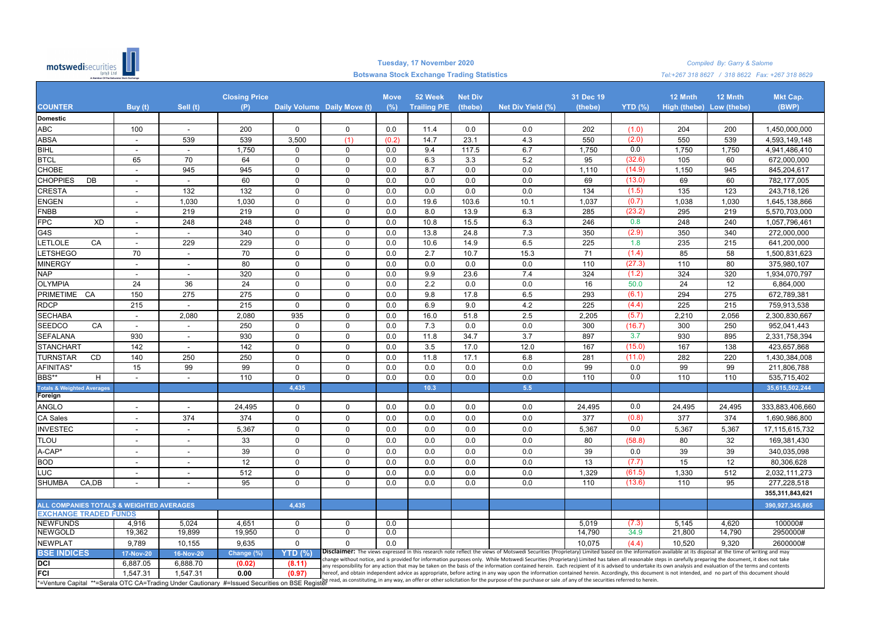motswedisecurities (pty) Ltd — A Member Of The Botswana Stock Exchange

**Tuesday, 17 November 2020**

**Botswana Stock Exchange Trading Statistics**

*Compiled By: Garry & Salome*

*Tel:+267 318 8627 / 318 8622 Fax: +267 318 8629*

| COUNTER | Buy (t) | Sell (t) | Closing Price (P) | Daily Volume | Daily Move (t) | Move (%) | 52 Week Trailing P/E | Net Div (thebe) | Net Div Yield (%) | 31 Dec 19 (thebe) | YTD (%) | 12 Mnth High (thebe) | 12 Mnth Low (thebe) | Mkt Cap. (BWP) |
|---|---|---|---|---|---|---|---|---|---|---|---|---|---|---|
| **Domestic** | | | | | | | | | | | | | | |
| ABC | 100 | - | 200 | 0 | 0 | 0.0 | 11.4 | 0.0 | 0.0 | 202 | (1.0) | 204 | 200 | 1,450,000,000 |
| ABSA | - | 539 | 539 | 3,500 | (1) | (0.2) | 14.7 | 23.1 | 4.3 | 550 | (2.0) | 550 | 539 | 4,593,149,148 |
| BIHL | - | - | 1,750 | 0 | 0 | 0.0 | 9.4 | 117.5 | 6.7 | 1,750 | 0.0 | 1,750 | 1,750 | 4,941,486,410 |
| BTCL | 65 | 70 | 64 | 0 | 0 | 0.0 | 6.3 | 3.3 | 5.2 | 95 | (32.6) | 105 | 60 | 672,000,000 |
| CHOBE | - | 945 | 945 | 0 | 0 | 0.0 | 8.7 | 0.0 | 0.0 | 1,110 | (14.9) | 1,150 | 945 | 845,204,617 |
| CHOPPIES DB | - | - | 60 | 0 | 0 | 0.0 | 0.0 | 0.0 | 0.0 | 69 | (13.0) | 69 | 60 | 782,177,005 |
| CRESTA | - | 132 | 132 | 0 | 0 | 0.0 | 0.0 | 0.0 | 0.0 | 134 | (1.5) | 135 | 123 | 243,718,126 |
| ENGEN | - | 1,030 | 1,030 | 0 | 0 | 0.0 | 19.6 | 103.6 | 10.1 | 1,037 | (0.7) | 1,038 | 1,030 | 1,645,138,866 |
| FNBB | - | 219 | 219 | 0 | 0 | 0.0 | 8.0 | 13.9 | 6.3 | 285 | (23.2) | 295 | 219 | 5,570,703,000 |
| FPC XD | - | 248 | 248 | 0 | 0 | 0.0 | 10.8 | 15.5 | 6.3 | 246 | 0.8 | 248 | 240 | 1,057,796,461 |
| G4S | - | - | 340 | 0 | 0 | 0.0 | 13.8 | 24.8 | 7.3 | 350 | (2.9) | 350 | 340 | 272,000,000 |
| LETLOLE CA | - | 229 | 229 | 0 | 0 | 0.0 | 10.6 | 14.9 | 6.5 | 225 | 1.8 | 235 | 215 | 641,200,000 |
| LETSHEGO | 70 | - | 70 | 0 | 0 | 0.0 | 2.7 | 10.7 | 15.3 | 71 | (1.4) | 85 | 58 | 1,500,831,623 |
| MINERGY | - | - | 80 | 0 | 0 | 0.0 | 0.0 | 0.0 | 0.0 | 110 | (27.3) | 110 | 80 | 375,980,107 |
| NAP | - | - | 320 | 0 | 0 | 0.0 | 9.9 | 23.6 | 7.4 | 324 | (1.2) | 324 | 320 | 1,934,070,797 |
| OLYMPIA | 24 | 36 | 24 | 0 | 0 | 0.0 | 2.2 | 0.0 | 0.0 | 16 | 50.0 | 24 | 12 | 6,864,000 |
| PRIMETIME CA | 150 | 275 | 275 | 0 | 0 | 0.0 | 9.8 | 17.8 | 6.5 | 293 | (6.1) | 294 | 275 | 672,789,381 |
| RDCP | 215 | - | 215 | 0 | 0 | 0.0 | 6.9 | 9.0 | 4.2 | 225 | (4.4) | 225 | 215 | 759,913,538 |
| SECHABA | - | 2,080 | 2,080 | 935 | 0 | 0.0 | 16.0 | 51.8 | 2.5 | 2,205 | (5.7) | 2,210 | 2,056 | 2,300,830,667 |
| SEEDCO CA | - | - | 250 | 0 | 0 | 0.0 | 7.3 | 0.0 | 0.0 | 300 | (16.7) | 300 | 250 | 952,041,443 |
| SEFALANA | 930 | - | 930 | 0 | 0 | 0.0 | 11.8 | 34.7 | 3.7 | 897 | 3.7 | 930 | 895 | 2,331,758,394 |
| STANCHART | 142 | - | 142 | 0 | 0 | 0.0 | 3.5 | 17.0 | 12.0 | 167 | (15.0) | 167 | 138 | 423,657,868 |
| TURNSTAR CD | 140 | 250 | 250 | 0 | 0 | 0.0 | 11.8 | 17.1 | 6.8 | 281 | (11.0) | 282 | 220 | 1,430,384,008 |
| AFINITAS* | 15 | 99 | 99 | 0 | 0 | 0.0 | 0.0 | 0.0 | 0.0 | 99 | 0.0 | 99 | 99 | 211,806,788 |
| BBS** H | - | - | 110 | 0 | 0 | 0.0 | 0.0 | 0.0 | 0.0 | 110 | 0.0 | 110 | 110 | 535,715,402 |
| **Totals & Weighted Averages** | | | | **4,435** | | | **10.3** | | **5.5** | | | | | **35,615,502,244** |
| **Foreign** | | | | | | | | | | | | | | |
| ANGLO | - | - | 24,495 | 0 | 0 | 0.0 | 0.0 | 0.0 | 0.0 | 24,495 | 0.0 | 24,495 | 24,495 | 333,883,406,660 |
| CA Sales | - | 374 | 374 | 0 | 0 | 0.0 | 0.0 | 0.0 | 0.0 | 377 | (0.8) | 377 | 374 | 1,690,986,800 |
| INVESTEC | - | - | 5,367 | 0 | 0 | 0.0 | 0.0 | 0.0 | 0.0 | 5,367 | 0.0 | 5,367 | 5,367 | 17,115,615,732 |
| TLOU | - | - | 33 | 0 | 0 | 0.0 | 0.0 | 0.0 | 0.0 | 80 | (58.8) | 80 | 32 | 169,381,430 |
| A-CAP* | - | - | 39 | 0 | 0 | 0.0 | 0.0 | 0.0 | 0.0 | 39 | 0.0 | 39 | 39 | 340,035,098 |
| BOD | - | - | 12 | 0 | 0 | 0.0 | 0.0 | 0.0 | 0.0 | 13 | (7.7) | 15 | 12 | 80,306,628 |
| LUC | - | - | 512 | 0 | 0 | 0.0 | 0.0 | 0.0 | 0.0 | 1,329 | (61.5) | 1,330 | 512 | 2,032,111,273 |
| SHUMBA CA,DB | - | - | 95 | 0 | 0 | 0.0 | 0.0 | 0.0 | 0.0 | 110 | (13.6) | 110 | 95 | 277,228,518 |
| | | | | | | | | | | | | | | **355,311,843,621** |
| **ALL COMPANIES TOTALS & WEIGHTED AVERAGES** | | | | **4,435** | | | | | | | | | | **390,927,345,865** |
| **EXCHANGE TRADED FUNDS** | | | | | | | | | | | | | | |
| NEWFUNDS | 4,916 | 5,024 | 4,651 | 0 | 0 | 0.0 | | | | 5,019 | (7.3) | 5,145 | 4,620 | 100000# |
| NEWGOLD | 19,362 | 19,899 | 19,950 | 0 | 0 | 0.0 | | | | 14,790 | 34.9 | 21,800 | 14,790 | 2950000# |
| NEWPLAT | 9,789 | 10,155 | 9,635 | 0 | 0 | 0.0 | | | | 10,075 | (4.4) | 10,520 | 9,320 | 2600000# |

| BSE INDICES | 17-Nov-20 | 16-Nov-20 | Change (%) | YTD (%) |
|---|---|---|---|---|
| DCI | 6,887.05 | 6,888.70 | (0.02) | (8.11) |
| FCI | 1,547.31 | 1,547.31 | 0.00 | (0.97) |

*=Venture Capital **=Serala OTC CA=Trading Under Cautionary #=Issued Securities on BSE Register

**Disclaimer:** The views expressed in this research note reflect the views of Motswedi Securities (Proprietary) Limited based on the information available at its disposal at the time of writing and may change without notice, and is provided for information purposes only. While Motswedi Securities (Proprietary) Limited has taken all reasonable steps in carefully preparing the document, it does not take any responsibility for any action that may be taken on the basis of the information contained herein. Each recipient of it is advised to undertake its own analysis and evaluation of the terms and contents hereof, and obtain independent advice as appropriate, before acting in any way upon the information contained herein. Accordingly, this document is not intended, and no part of this document should be read, as constituting, in any way, an offer or other solicitation for the purpose of the purchase or sale .of any of the securities referred to herein.